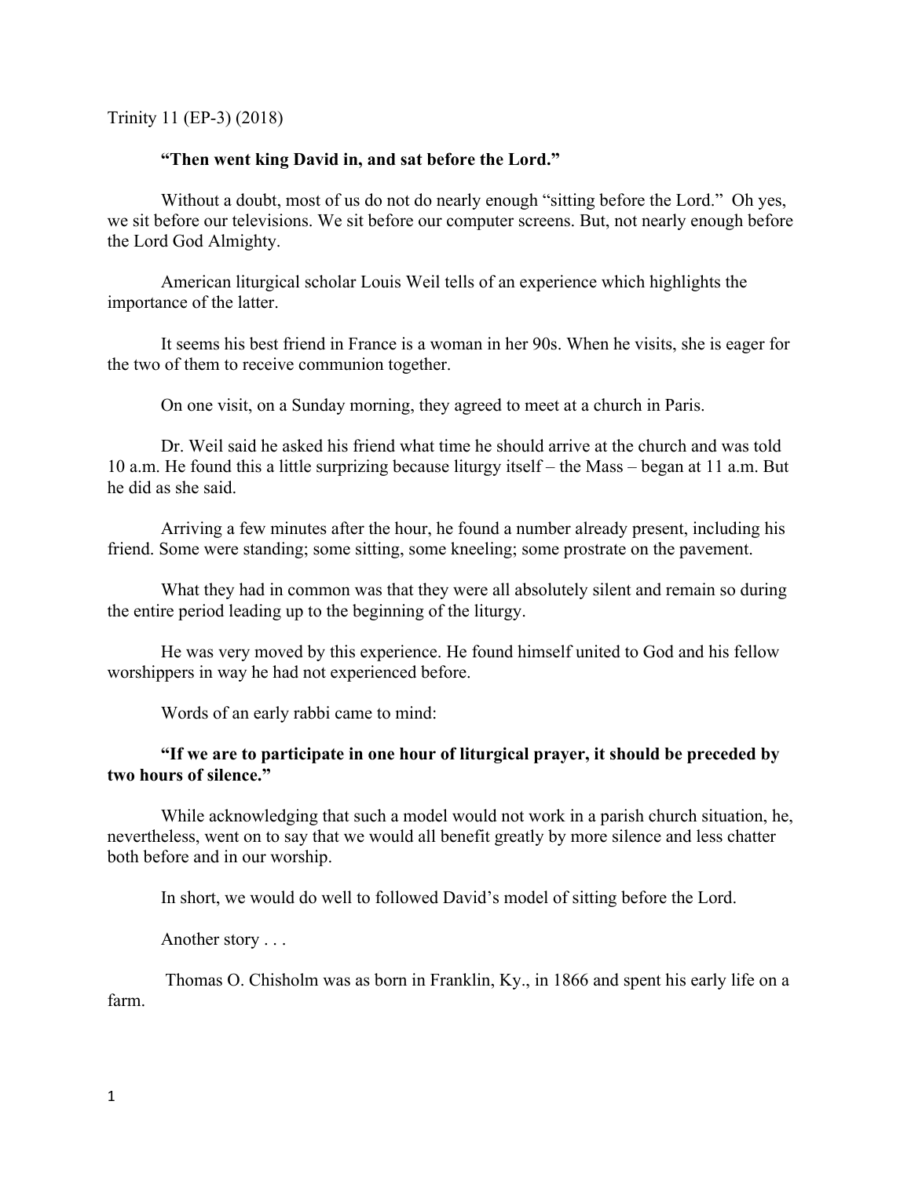Trinity 11 (EP-3) (2018)

**"Then went king David in, and sat before the Lord."**

Without a doubt, most of us do not do nearly enough "sitting before the Lord." Oh yes, we sit before our televisions. We sit before our computer screens. But, not nearly enough before the Lord God Almighty.

American liturgical scholar Louis Weil tells of an experience which highlights the importance of the latter.

It seems his best friend in France is a woman in her 90s. When he visits, she is eager for the two of them to receive communion together.

On one visit, on a Sunday morning, they agreed to meet at a church in Paris.

Dr. Weil said he asked his friend what time he should arrive at the church and was told 10 a.m. He found this a little surprizing because liturgy itself – the Mass – began at 11 a.m. But he did as she said.

Arriving a few minutes after the hour, he found a number already present, including his friend. Some were standing; some sitting, some kneeling; some prostrate on the pavement.

What they had in common was that they were all absolutely silent and remain so during the entire period leading up to the beginning of the liturgy.

He was very moved by this experience. He found himself united to God and his fellow worshippers in way he had not experienced before.

Words of an early rabbi came to mind:

**"If we are to participate in one hour of liturgical prayer, it should be preceded by two hours of silence."**

While acknowledging that such a model would not work in a parish church situation, he, nevertheless, went on to say that we would all benefit greatly by more silence and less chatter both before and in our worship.

In short, we would do well to followed David's model of sitting before the Lord.

Another story . . .

Thomas O. Chisholm was as born in Franklin, Ky., in 1866 and spent his early life on a farm.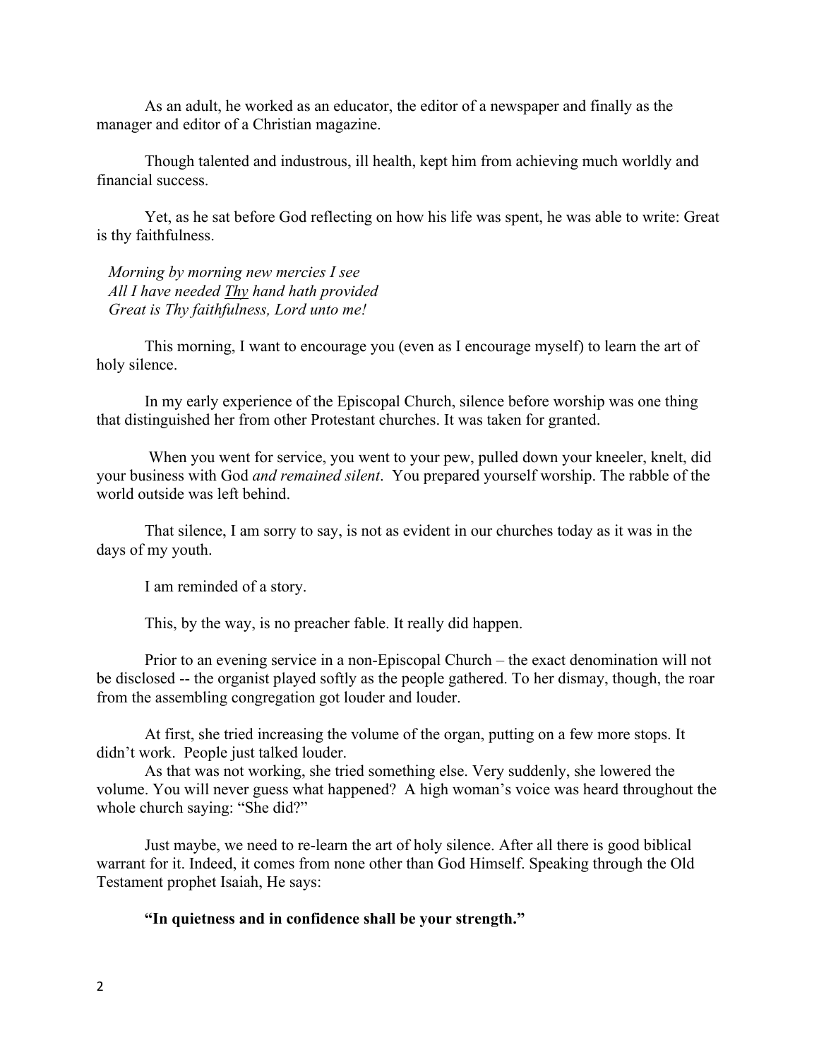As an adult, he worked as an educator, the editor of a newspaper and finally as the manager and editor of a Christian magazine.

Though talented and industrous, ill health, kept him from achieving much worldly and financial success.

Yet, as he sat before God reflecting on how his life was spent, he was able to write: Great is thy faithfulness.

*Morning by morning new mercies I see*
*All I have needed Thy hand hath provided*
*Great is Thy faithfulness, Lord unto me!*

This morning, I want to encourage you (even as I encourage myself) to learn the art of holy silence.

In my early experience of the Episcopal Church, silence before worship was one thing that distinguished her from other Protestant churches. It was taken for granted.

When you went for service, you went to your pew, pulled down your kneeler, knelt, did your business with God *and remained silent*. You prepared yourself worship. The rabble of the world outside was left behind.

That silence, I am sorry to say, is not as evident in our churches today as it was in the days of my youth.

I am reminded of a story.

This, by the way, is no preacher fable. It really did happen.

Prior to an evening service in a non-Episcopal Church – the exact denomination will not be disclosed -- the organist played softly as the people gathered. To her dismay, though, the roar from the assembling congregation got louder and louder.

At first, she tried increasing the volume of the organ, putting on a few more stops. It didn't work. People just talked louder.

As that was not working, she tried something else. Very suddenly, she lowered the volume. You will never guess what happened? A high woman's voice was heard throughout the whole church saying: "She did?"

Just maybe, we need to re-learn the art of holy silence. After all there is good biblical warrant for it. Indeed, it comes from none other than God Himself. Speaking through the Old Testament prophet Isaiah, He says:

**"In quietness and in confidence shall be your strength."**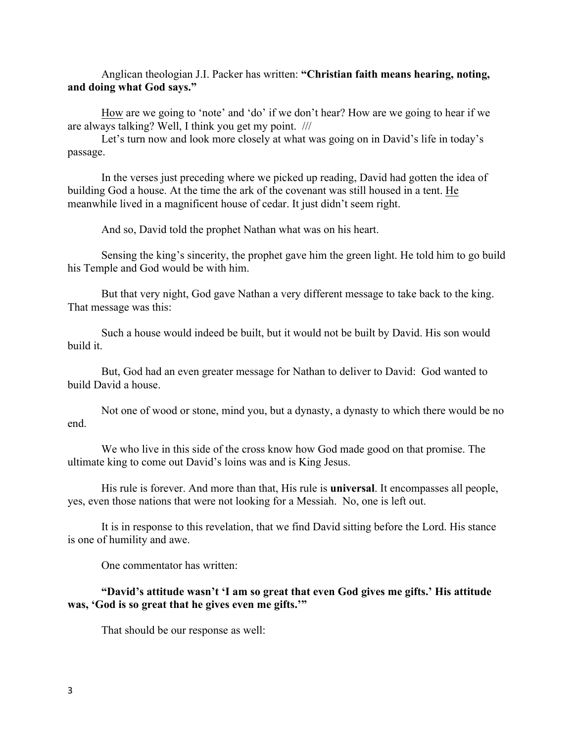Anglican theologian J.I. Packer has written: **"Christian faith means hearing, noting, and doing what God says."**

<u>How</u> are we going to 'note' and 'do' if we don't hear? How are we going to hear if we are always talking? Well, I think you get my point. ///

Let's turn now and look more closely at what was going on in David's life in today's passage.

In the verses just preceding where we picked up reading, David had gotten the idea of building God a house. At the time the ark of the covenant was still housed in a tent. <u>He</u> meanwhile lived in a magnificent house of cedar. It just didn't seem right.

And so, David told the prophet Nathan what was on his heart.

Sensing the king's sincerity, the prophet gave him the green light. He told him to go build his Temple and God would be with him.

But that very night, God gave Nathan a very different message to take back to the king. That message was this:

Such a house would indeed be built, but it would not be built by David. His son would build it.

But, God had an even greater message for Nathan to deliver to David: God wanted to build David a house.

Not one of wood or stone, mind you, but a dynasty, a dynasty to which there would be no end.

We who live in this side of the cross know how God made good on that promise. The ultimate king to come out David's loins was and is King Jesus.

His rule is forever. And more than that, His rule is **universal**. It encompasses all people, yes, even those nations that were not looking for a Messiah. No, one is left out.

It is in response to this revelation, that we find David sitting before the Lord. His stance is one of humility and awe.

One commentator has written:

**"David's attitude wasn't 'I am so great that even God gives me gifts.' His attitude was, 'God is so great that he gives even me gifts.'"**

That should be our response as well: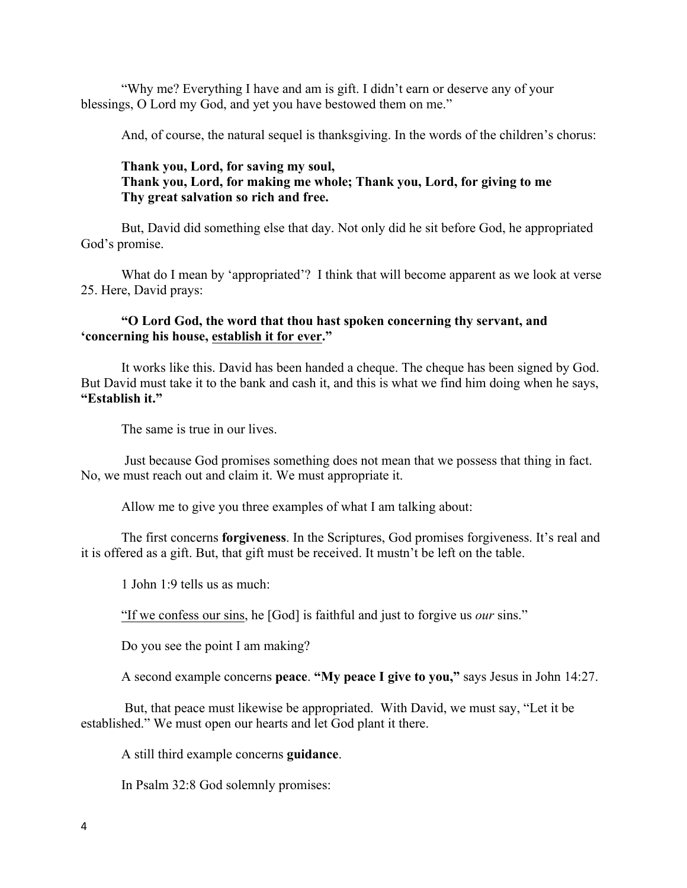"Why me? Everything I have and am is gift. I didn't earn or deserve any of your blessings, O Lord my God, and yet you have bestowed them on me."

And, of course, the natural sequel is thanksgiving. In the words of the children's chorus:

**Thank you, Lord, for saving my soul,**
**Thank you, Lord, for making me whole; Thank you, Lord, for giving to me**
**Thy great salvation so rich and free.**

But, David did something else that day. Not only did he sit before God, he appropriated God's promise.

What do I mean by 'appropriated'? I think that will become apparent as we look at verse 25. Here, David prays:

**"O Lord God, the word that thou hast spoken concerning thy servant, and 'concerning his house, <u>establish it for ever</u>."**

It works like this. David has been handed a cheque. The cheque has been signed by God. But David must take it to the bank and cash it, and this is what we find him doing when he says, **"Establish it."**

The same is true in our lives.

Just because God promises something does not mean that we possess that thing in fact. No, we must reach out and claim it. We must appropriate it.

Allow me to give you three examples of what I am talking about:

The first concerns **forgiveness**. In the Scriptures, God promises forgiveness. It's real and it is offered as a gift. But, that gift must be received. It mustn't be left on the table.

1 John 1:9 tells us as much:

"<u>If we confess our sins</u>, he [God] is faithful and just to forgive us *our* sins."

Do you see the point I am making?

A second example concerns **peace**. **"My peace I give to you,"** says Jesus in John 14:27.

But, that peace must likewise be appropriated. With David, we must say, "Let it be established." We must open our hearts and let God plant it there.

A still third example concerns **guidance**.

In Psalm 32:8 God solemnly promises: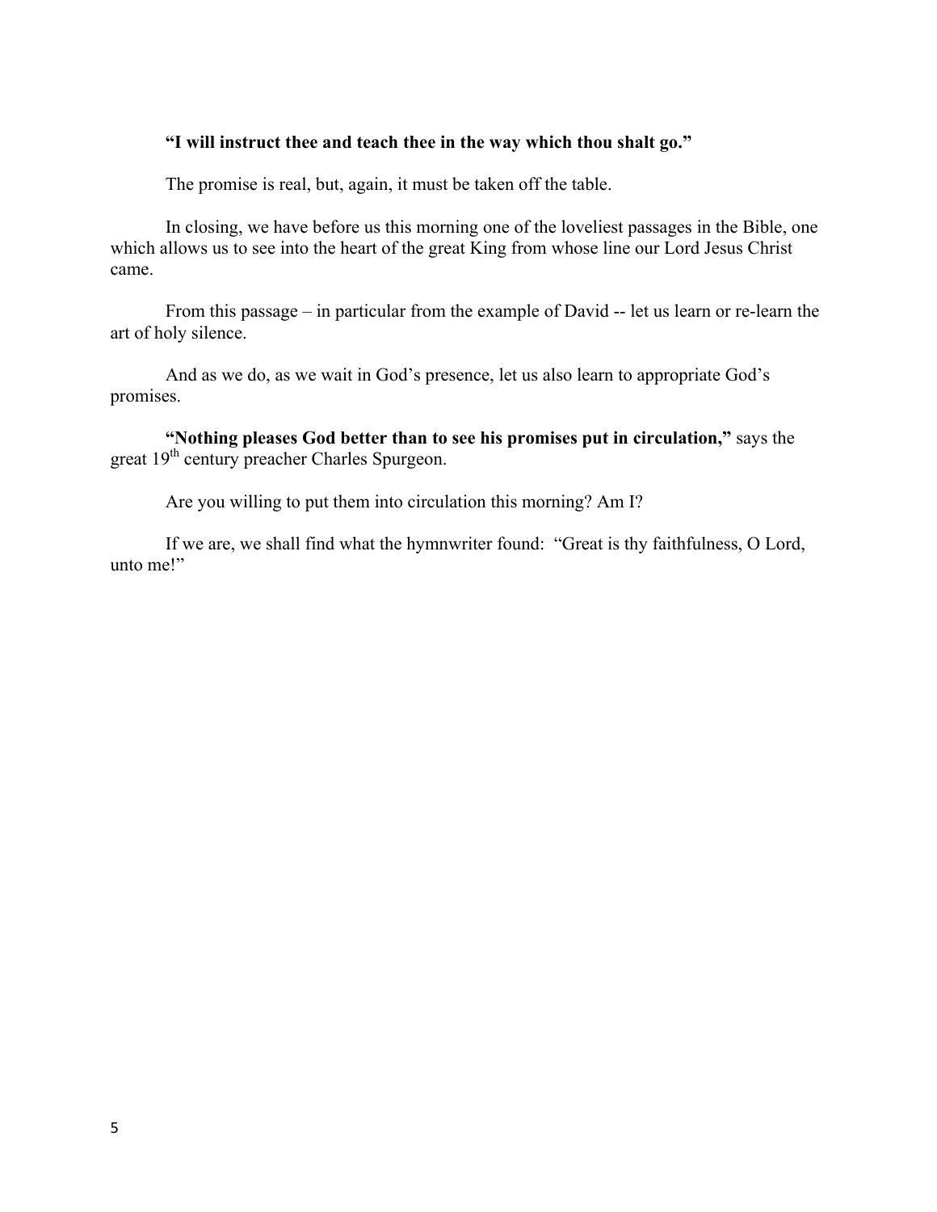**"I will instruct thee and teach thee in the way which thou shalt go."**

The promise is real, but, again, it must be taken off the table.

In closing, we have before us this morning one of the loveliest passages in the Bible, one which allows us to see into the heart of the great King from whose line our Lord Jesus Christ came.

From this passage – in particular from the example of David -- let us learn or re-learn the art of holy silence.

And as we do, as we wait in God's presence, let us also learn to appropriate God's promises.

**"Nothing pleases God better than to see his promises put in circulation,"** says the great 19th century preacher Charles Spurgeon.

Are you willing to put them into circulation this morning? Am I?

If we are, we shall find what the hymnwriter found: "Great is thy faithfulness, O Lord, unto me!"